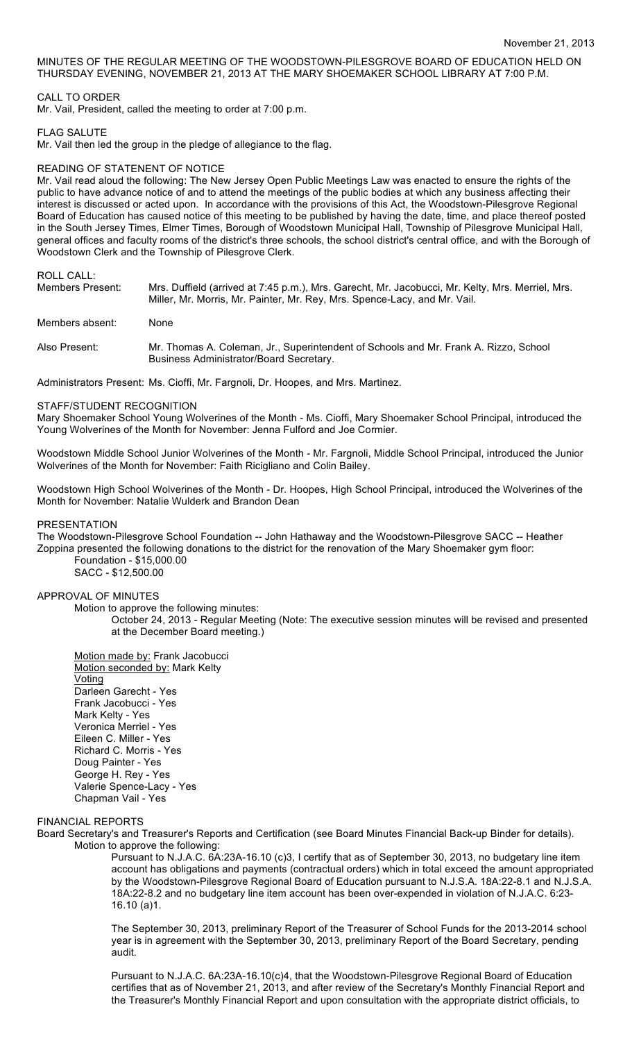November 21, 2013

MINUTES OF THE REGULAR MEETING OF THE WOODSTOWN-PILESGROVE BOARD OF EDUCATION HELD ON THURSDAY EVENING, NOVEMBER 21, 2013 AT THE MARY SHOEMAKER SCHOOL LIBRARY AT 7:00 P.M.

CALL TO ORDER
Mr. Vail, President, called the meeting to order at 7:00 p.m.

FLAG SALUTE
Mr. Vail then led the group in the pledge of allegiance to the flag.

READING OF STATENENT OF NOTICE
Mr. Vail read aloud the following: The New Jersey Open Public Meetings Law was enacted to ensure the rights of the public to have advance notice of and to attend the meetings of the public bodies at which any business affecting their interest is discussed or acted upon. In accordance with the provisions of this Act, the Woodstown-Pilesgrove Regional Board of Education has caused notice of this meeting to be published by having the date, time, and place thereof posted in the South Jersey Times, Elmer Times, Borough of Woodstown Municipal Hall, Township of Pilesgrove Municipal Hall, general offices and faculty rooms of the district's three schools, the school district's central office, and with the Borough of Woodstown Clerk and the Township of Pilesgrove Clerk.

ROLL CALL:

Members Present: Mrs. Duffield (arrived at 7:45 p.m.), Mrs. Garecht, Mr. Jacobucci, Mr. Kelty, Mrs. Merriel, Mrs. Miller, Mr. Morris, Mr. Painter, Mr. Rey, Mrs. Spence-Lacy, and Mr. Vail.

Members absent: None

Also Present: Mr. Thomas A. Coleman, Jr., Superintendent of Schools and Mr. Frank A. Rizzo, School Business Administrator/Board Secretary.

Administrators Present: Ms. Cioffi, Mr. Fargnoli, Dr. Hoopes, and Mrs. Martinez.

STAFF/STUDENT RECOGNITION
Mary Shoemaker School Young Wolverines of the Month - Ms. Cioffi, Mary Shoemaker School Principal, introduced the Young Wolverines of the Month for November: Jenna Fulford and Joe Cormier.

Woodstown Middle School Junior Wolverines of the Month - Mr. Fargnoli, Middle School Principal, introduced the Junior Wolverines of the Month for November: Faith Ricigliano and Colin Bailey.

Woodstown High School Wolverines of the Month - Dr. Hoopes, High School Principal, introduced the Wolverines of the Month for November: Natalie Wulderk and Brandon Dean

PRESENTATION
The Woodstown-Pilesgrove School Foundation -- John Hathaway and the Woodstown-Pilesgrove SACC -- Heather Zoppina presented the following donations to the district for the renovation of the Mary Shoemaker gym floor:

Foundation - $15,000.00
SACC - $12,500.00

APPROVAL OF MINUTES
Motion to approve the following minutes:

October 24, 2013 - Regular Meeting (Note: The executive session minutes will be revised and presented at the December Board meeting.)

Motion made by: Frank Jacobucci
Motion seconded by: Mark Kelty
Voting
Darleen Garecht - Yes
Frank Jacobucci - Yes
Mark Kelty - Yes
Veronica Merriel - Yes
Eileen C. Miller - Yes
Richard C. Morris - Yes
Doug Painter - Yes
George H. Rey - Yes
Valerie Spence-Lacy - Yes
Chapman Vail - Yes

FINANCIAL REPORTS
Board Secretary's and Treasurer's Reports and Certification (see Board Minutes Financial Back-up Binder for details).
Motion to approve the following:

Pursuant to N.J.A.C. 6A:23A-16.10 (c)3, I certify that as of September 30, 2013, no budgetary line item account has obligations and payments (contractual orders) which in total exceed the amount appropriated by the Woodstown-Pilesgrove Regional Board of Education pursuant to N.J.S.A. 18A:22-8.1 and N.J.S.A. 18A:22-8.2 and no budgetary line item account has been over-expended in violation of N.J.A.C. 6:23-16.10 (a)1.

The September 30, 2013, preliminary Report of the Treasurer of School Funds for the 2013-2014 school year is in agreement with the September 30, 2013, preliminary Report of the Board Secretary, pending audit.

Pursuant to N.J.A.C. 6A:23A-16.10(c)4, that the Woodstown-Pilesgrove Regional Board of Education certifies that as of November 21, 2013, and after review of the Secretary's Monthly Financial Report and the Treasurer's Monthly Financial Report and upon consultation with the appropriate district officials, to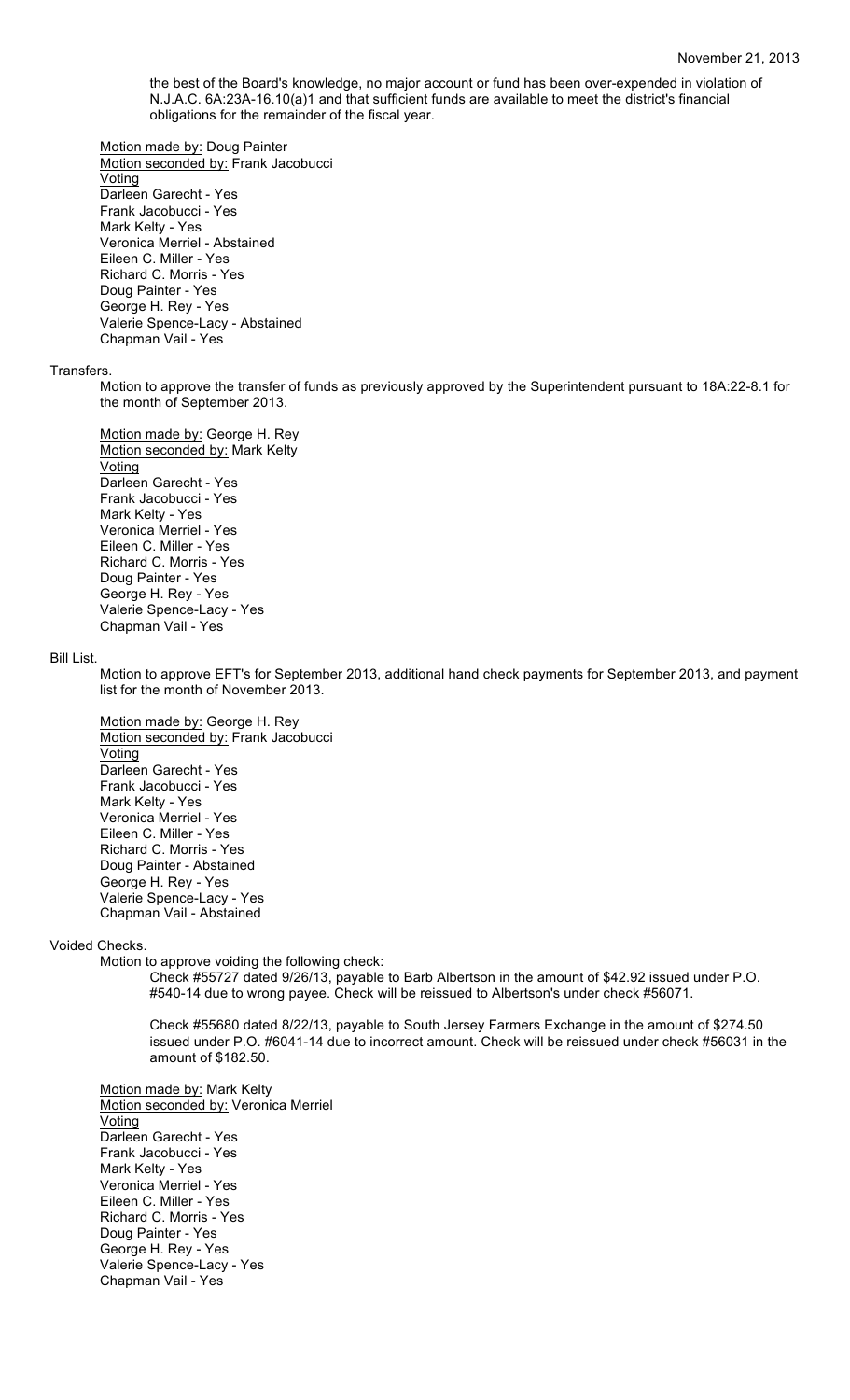the best of the Board's knowledge, no major account or fund has been over-expended in violation of N.J.A.C. 6A:23A-16.10(a)1 and that sufficient funds are available to meet the district's financial obligations for the remainder of the fiscal year.

Motion made by: Doug Painter
Motion seconded by: Frank Jacobucci
Voting
Darleen Garecht - Yes
Frank Jacobucci - Yes
Mark Kelty - Yes
Veronica Merriel - Abstained
Eileen C. Miller - Yes
Richard C. Morris - Yes
Doug Painter - Yes
George H. Rey - Yes
Valerie Spence-Lacy - Abstained
Chapman Vail - Yes

Transfers.

Motion to approve the transfer of funds as previously approved by the Superintendent pursuant to 18A:22-8.1 for the month of September 2013.

Motion made by: George H. Rey
Motion seconded by: Mark Kelty
Voting
Darleen Garecht - Yes
Frank Jacobucci - Yes
Mark Kelty - Yes
Veronica Merriel - Yes
Eileen C. Miller - Yes
Richard C. Morris - Yes
Doug Painter - Yes
George H. Rey - Yes
Valerie Spence-Lacy - Yes
Chapman Vail - Yes

Bill List.

Motion to approve EFT's for September 2013, additional hand check payments for September 2013, and payment list for the month of November 2013.

Motion made by: George H. Rey
Motion seconded by: Frank Jacobucci
Voting
Darleen Garecht - Yes
Frank Jacobucci - Yes
Mark Kelty - Yes
Veronica Merriel - Yes
Eileen C. Miller - Yes
Richard C. Morris - Yes
Doug Painter - Abstained
George H. Rey - Yes
Valerie Spence-Lacy - Yes
Chapman Vail - Abstained

Voided Checks.

Motion to approve voiding the following check:

Check #55727 dated 9/26/13, payable to Barb Albertson in the amount of $42.92 issued under P.O. #540-14 due to wrong payee. Check will be reissued to Albertson's under check #56071.

Check #55680 dated 8/22/13, payable to South Jersey Farmers Exchange in the amount of $274.50 issued under P.O. #6041-14 due to incorrect amount. Check will be reissued under check #56031 in the amount of $182.50.

Motion made by: Mark Kelty
Motion seconded by: Veronica Merriel
Voting
Darleen Garecht - Yes
Frank Jacobucci - Yes
Mark Kelty - Yes
Veronica Merriel - Yes
Eileen C. Miller - Yes
Richard C. Morris - Yes
Doug Painter - Yes
George H. Rey - Yes
Valerie Spence-Lacy - Yes
Chapman Vail - Yes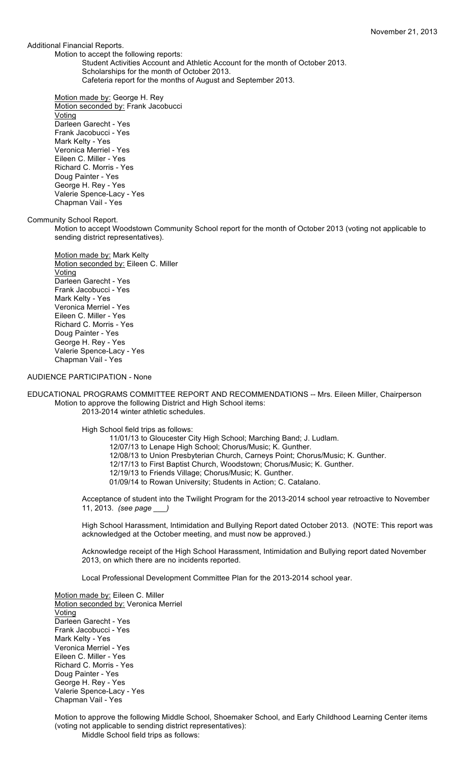Additional Financial Reports.

Motion to accept the following reports:

- Student Activities Account and Athletic Account for the month of October 2013.
- Scholarships for the month of October 2013.
- Cafeteria report for the months of August and September 2013.

Motion made by: George H. Rey
Motion seconded by: Frank Jacobucci
Voting
Darleen Garecht - Yes
Frank Jacobucci - Yes
Mark Kelty - Yes
Veronica Merriel - Yes
Eileen C. Miller - Yes
Richard C. Morris - Yes
Doug Painter - Yes
George H. Rey - Yes
Valerie Spence-Lacy - Yes
Chapman Vail - Yes

Community School Report.

Motion to accept Woodstown Community School report for the month of October 2013 (voting not applicable to sending district representatives).

Motion made by: Mark Kelty
Motion seconded by: Eileen C. Miller
Voting
Darleen Garecht - Yes
Frank Jacobucci - Yes
Mark Kelty - Yes
Veronica Merriel - Yes
Eileen C. Miller - Yes
Richard C. Morris - Yes
Doug Painter - Yes
George H. Rey - Yes
Valerie Spence-Lacy - Yes
Chapman Vail - Yes

AUDIENCE PARTICIPATION - None

EDUCATIONAL PROGRAMS COMMITTEE REPORT AND RECOMMENDATIONS -- Mrs. Eileen Miller, Chairperson

Motion to approve the following District and High School items:

2013-2014 winter athletic schedules.

High School field trips as follows:

- 11/01/13 to Gloucester City High School; Marching Band; J. Ludlam.
- 12/07/13 to Lenape High School; Chorus/Music; K. Gunther.
- 12/08/13 to Union Presbyterian Church, Carneys Point; Chorus/Music; K. Gunther.
- 12/17/13 to First Baptist Church, Woodstown; Chorus/Music; K. Gunther.
- 12/19/13 to Friends Village; Chorus/Music; K. Gunther.
- 01/09/14 to Rowan University; Students in Action; C. Catalano.

Acceptance of student into the Twilight Program for the 2013-2014 school year retroactive to November 11, 2013. *(see page ___)*

High School Harassment, Intimidation and Bullying Report dated October 2013. (NOTE: This report was acknowledged at the October meeting, and must now be approved.)

Acknowledge receipt of the High School Harassment, Intimidation and Bullying report dated November 2013, on which there are no incidents reported.

Local Professional Development Committee Plan for the 2013-2014 school year.

Motion made by: Eileen C. Miller
Motion seconded by: Veronica Merriel
Voting
Darleen Garecht - Yes
Frank Jacobucci - Yes
Mark Kelty - Yes
Veronica Merriel - Yes
Eileen C. Miller - Yes
Richard C. Morris - Yes
Doug Painter - Yes
George H. Rey - Yes
Valerie Spence-Lacy - Yes
Chapman Vail - Yes

Motion to approve the following Middle School, Shoemaker School, and Early Childhood Learning Center items (voting not applicable to sending district representatives):

Middle School field trips as follows: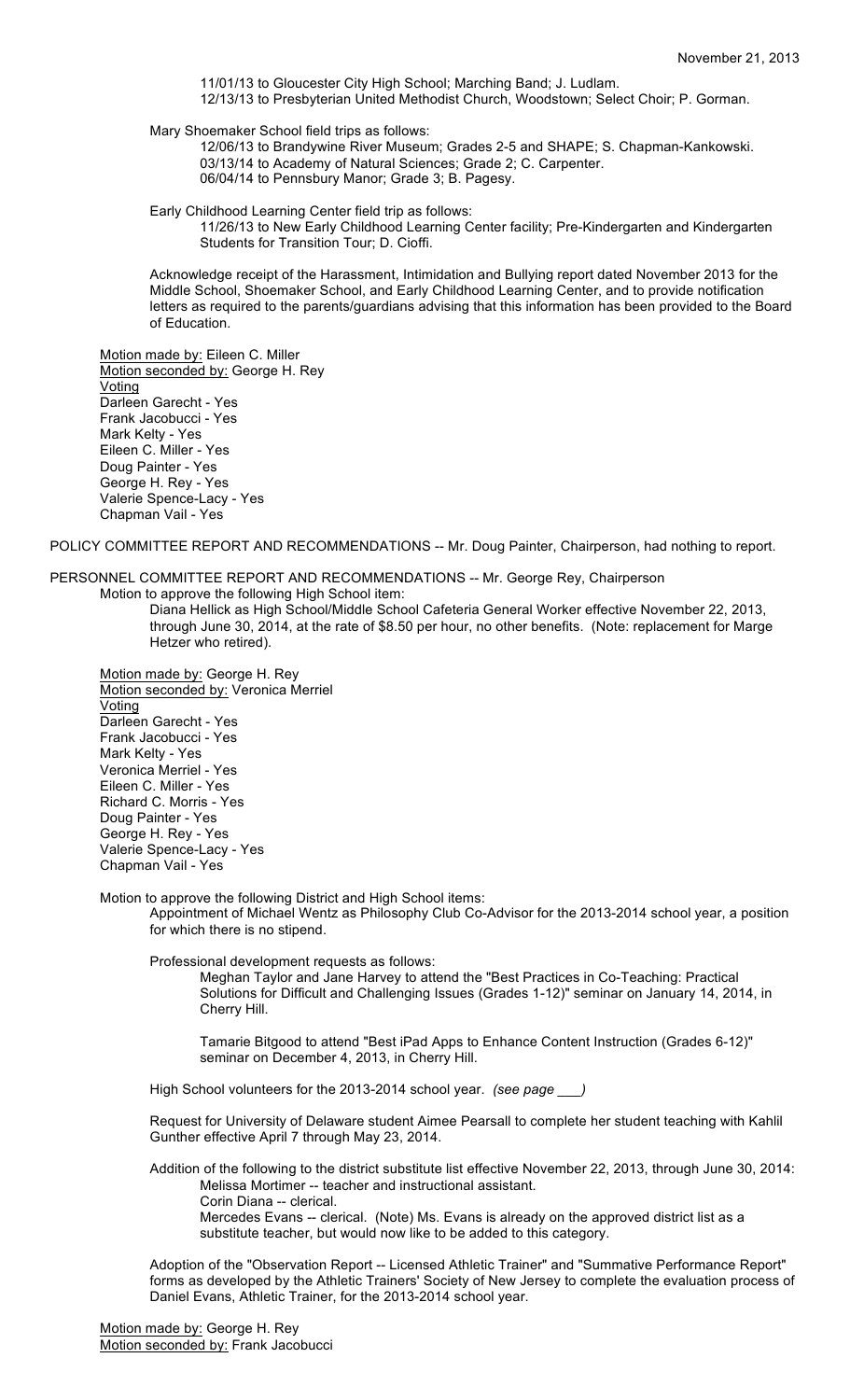11/01/13 to Gloucester City High School; Marching Band; J. Ludlam.
12/13/13 to Presbyterian United Methodist Church, Woodstown; Select Choir; P. Gorman.

Mary Shoemaker School field trips as follows:

12/06/13 to Brandywine River Museum; Grades 2-5 and SHAPE; S. Chapman-Kankowski.
03/13/14 to Academy of Natural Sciences; Grade 2; C. Carpenter.
06/04/14 to Pennsbury Manor; Grade 3; B. Pagesy.

Early Childhood Learning Center field trip as follows:

11/26/13 to New Early Childhood Learning Center facility; Pre-Kindergarten and Kindergarten Students for Transition Tour; D. Cioffi.

Acknowledge receipt of the Harassment, Intimidation and Bullying report dated November 2013 for the Middle School, Shoemaker School, and Early Childhood Learning Center, and to provide notification letters as required to the parents/guardians advising that this information has been provided to the Board of Education.

Motion made by: Eileen C. Miller
Motion seconded by: George H. Rey
Voting
Darleen Garecht - Yes
Frank Jacobucci - Yes
Mark Kelty - Yes
Eileen C. Miller - Yes
Doug Painter - Yes
George H. Rey - Yes
Valerie Spence-Lacy - Yes
Chapman Vail - Yes

POLICY COMMITTEE REPORT AND RECOMMENDATIONS -- Mr. Doug Painter, Chairperson, had nothing to report.

PERSONNEL COMMITTEE REPORT AND RECOMMENDATIONS -- Mr. George Rey, Chairperson

Motion to approve the following High School item:

Diana Hellick as High School/Middle School Cafeteria General Worker effective November 22, 2013, through June 30, 2014, at the rate of $8.50 per hour, no other benefits. (Note: replacement for Marge Hetzer who retired).

Motion made by: George H. Rey
Motion seconded by: Veronica Merriel
Voting
Darleen Garecht - Yes
Frank Jacobucci - Yes
Mark Kelty - Yes
Veronica Merriel - Yes
Eileen C. Miller - Yes
Richard C. Morris - Yes
Doug Painter - Yes
George H. Rey - Yes
Valerie Spence-Lacy - Yes
Chapman Vail - Yes

Motion to approve the following District and High School items:

Appointment of Michael Wentz as Philosophy Club Co-Advisor for the 2013-2014 school year, a position for which there is no stipend.

Professional development requests as follows:

Meghan Taylor and Jane Harvey to attend the "Best Practices in Co-Teaching: Practical Solutions for Difficult and Challenging Issues (Grades 1-12)" seminar on January 14, 2014, in Cherry Hill.

Tamarie Bitgood to attend "Best iPad Apps to Enhance Content Instruction (Grades 6-12)" seminar on December 4, 2013, in Cherry Hill.

High School volunteers for the 2013-2014 school year. *(see page ___)*

Request for University of Delaware student Aimee Pearsall to complete her student teaching with Kahlil Gunther effective April 7 through May 23, 2014.

Addition of the following to the district substitute list effective November 22, 2013, through June 30, 2014:

Melissa Mortimer -- teacher and instructional assistant.
Corin Diana -- clerical.
Mercedes Evans -- clerical. (Note) Ms. Evans is already on the approved district list as a substitute teacher, but would now like to be added to this category.

Adoption of the "Observation Report -- Licensed Athletic Trainer" and "Summative Performance Report" forms as developed by the Athletic Trainers' Society of New Jersey to complete the evaluation process of Daniel Evans, Athletic Trainer, for the 2013-2014 school year.

Motion made by: George H. Rey
Motion seconded by: Frank Jacobucci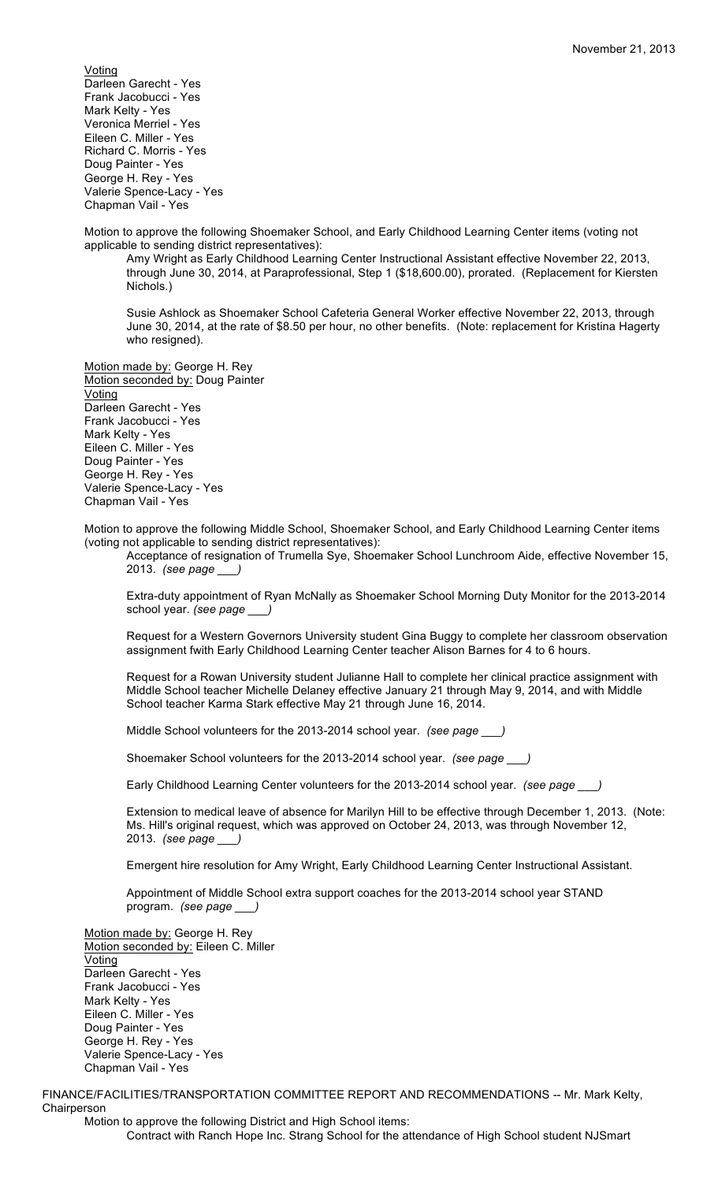Voting
Darleen Garecht - Yes
Frank Jacobucci - Yes
Mark Kelty - Yes
Veronica Merriel - Yes
Eileen C. Miller - Yes
Richard C. Morris - Yes
Doug Painter - Yes
George H. Rey - Yes
Valerie Spence-Lacy - Yes
Chapman Vail - Yes

Motion to approve the following Shoemaker School, and Early Childhood Learning Center items (voting not applicable to sending district representatives):

Amy Wright as Early Childhood Learning Center Instructional Assistant effective November 22, 2013, through June 30, 2014, at Paraprofessional, Step 1 ($18,600.00), prorated. (Replacement for Kiersten Nichols.)

Susie Ashlock as Shoemaker School Cafeteria General Worker effective November 22, 2013, through June 30, 2014, at the rate of $8.50 per hour, no other benefits. (Note: replacement for Kristina Hagerty who resigned).

Motion made by: George H. Rey
Motion seconded by: Doug Painter
Voting
Darleen Garecht - Yes
Frank Jacobucci - Yes
Mark Kelty - Yes
Eileen C. Miller - Yes
Doug Painter - Yes
George H. Rey - Yes
Valerie Spence-Lacy - Yes
Chapman Vail - Yes

Motion to approve the following Middle School, Shoemaker School, and Early Childhood Learning Center items (voting not applicable to sending district representatives):

Acceptance of resignation of Trumella Sye, Shoemaker School Lunchroom Aide, effective November 15, 2013. *(see page \_\_\_)*

Extra-duty appointment of Ryan McNally as Shoemaker School Morning Duty Monitor for the 2013-2014 school year. *(see page \_\_\_)*

Request for a Western Governors University student Gina Buggy to complete her classroom observation assignment fwith Early Childhood Learning Center teacher Alison Barnes for 4 to 6 hours.

Request for a Rowan University student Julianne Hall to complete her clinical practice assignment with Middle School teacher Michelle Delaney effective January 21 through May 9, 2014, and with Middle School teacher Karma Stark effective May 21 through June 16, 2014.

Middle School volunteers for the 2013-2014 school year. *(see page \_\_\_)*

Shoemaker School volunteers for the 2013-2014 school year. *(see page \_\_\_)*

Early Childhood Learning Center volunteers for the 2013-2014 school year. *(see page \_\_\_)*

Extension to medical leave of absence for Marilyn Hill to be effective through December 1, 2013. (Note: Ms. Hill's original request, which was approved on October 24, 2013, was through November 12, 2013. *(see page \_\_\_)*

Emergent hire resolution for Amy Wright, Early Childhood Learning Center Instructional Assistant.

Appointment of Middle School extra support coaches for the 2013-2014 school year STAND program. *(see page \_\_\_)*

Motion made by: George H. Rey
Motion seconded by: Eileen C. Miller
Voting
Darleen Garecht - Yes
Frank Jacobucci - Yes
Mark Kelty - Yes
Eileen C. Miller - Yes
Doug Painter - Yes
George H. Rey - Yes
Valerie Spence-Lacy - Yes
Chapman Vail - Yes

FINANCE/FACILITIES/TRANSPORTATION COMMITTEE REPORT AND RECOMMENDATIONS -- Mr. Mark Kelty, Chairperson

Motion to approve the following District and High School items:

Contract with Ranch Hope Inc. Strang School for the attendance of High School student NJSmart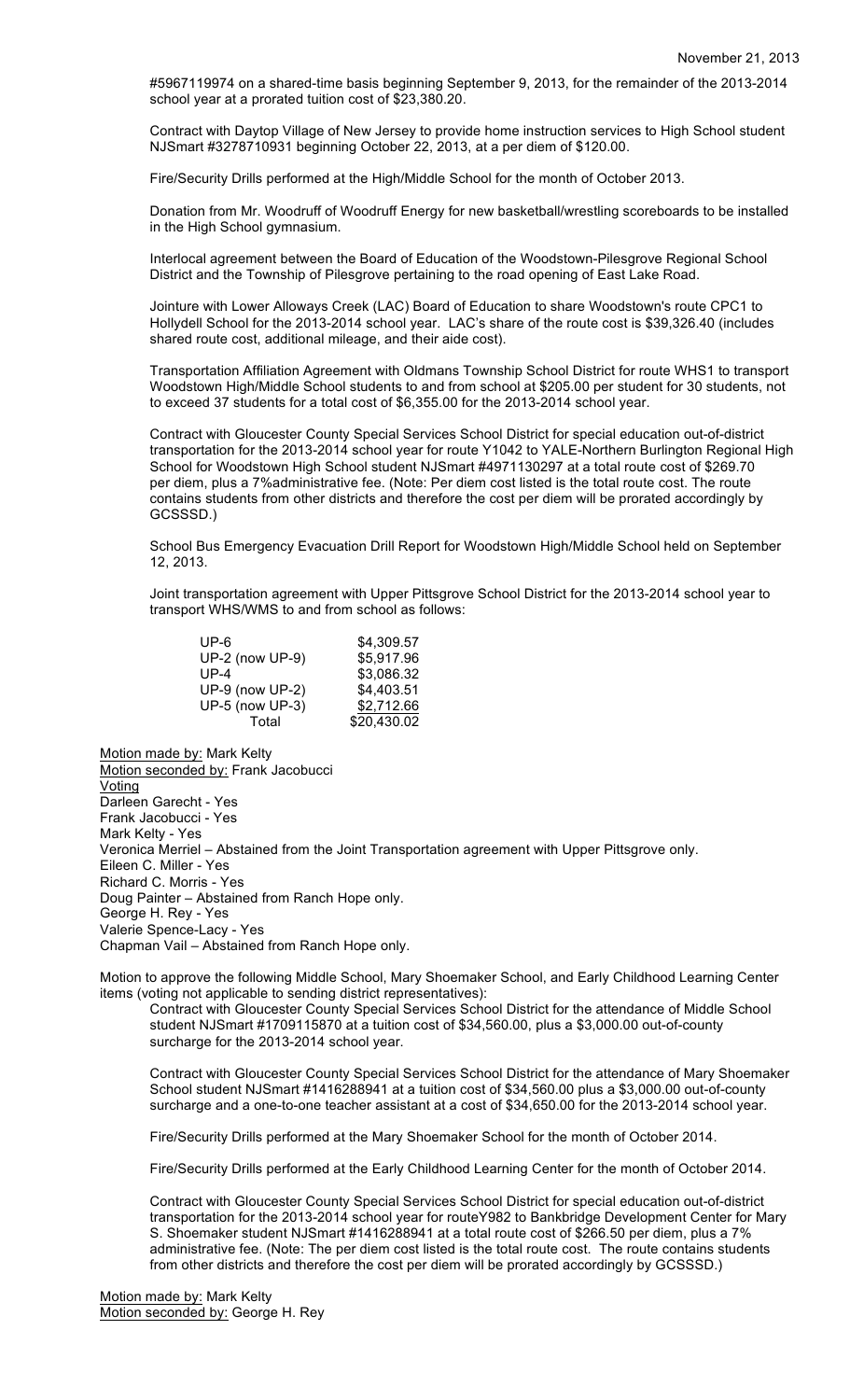#5967119974 on a shared-time basis beginning September 9, 2013, for the remainder of the 2013-2014 school year at a prorated tuition cost of $23,380.20.

Contract with Daytop Village of New Jersey to provide home instruction services to High School student NJSmart #3278710931 beginning October 22, 2013, at a per diem of $120.00.

Fire/Security Drills performed at the High/Middle School for the month of October 2013.

Donation from Mr. Woodruff of Woodruff Energy for new basketball/wrestling scoreboards to be installed in the High School gymnasium.

Interlocal agreement between the Board of Education of the Woodstown-Pilesgrove Regional School District and the Township of Pilesgrove pertaining to the road opening of East Lake Road.

Jointure with Lower Alloways Creek (LAC) Board of Education to share Woodstown's route CPC1 to Hollydell School for the 2013-2014 school year. LAC's share of the route cost is $39,326.40 (includes shared route cost, additional mileage, and their aide cost).

Transportation Affiliation Agreement with Oldmans Township School District for route WHS1 to transport Woodstown High/Middle School students to and from school at $205.00 per student for 30 students, not to exceed 37 students for a total cost of $6,355.00 for the 2013-2014 school year.

Contract with Gloucester County Special Services School District for special education out-of-district transportation for the 2013-2014 school year for route Y1042 to YALE-Northern Burlington Regional High School for Woodstown High School student NJSmart #4971130297 at a total route cost of $269.70 per diem, plus a 7%administrative fee. (Note: Per diem cost listed is the total route cost. The route contains students from other districts and therefore the cost per diem will be prorated accordingly by GCSSSD.)

School Bus Emergency Evacuation Drill Report for Woodstown High/Middle School held on September 12, 2013.

Joint transportation agreement with Upper Pittsgrove School District for the 2013-2014 school year to transport WHS/WMS to and from school as follows:

| | |
|---|---|
| UP-6 | $4,309.57 |
| UP-2 (now UP-9) | $5,917.96 |
| UP-4 | $3,086.32 |
| UP-9 (now UP-2) | $4,403.51 |
| UP-5 (now UP-3) | $2,712.66 |
| Total | $20,430.02 |

Motion made by: Mark Kelty
Motion seconded by: Frank Jacobucci
Voting
Darleen Garecht - Yes
Frank Jacobucci - Yes
Mark Kelty - Yes
Veronica Merriel – Abstained from the Joint Transportation agreement with Upper Pittsgrove only.
Eileen C. Miller - Yes
Richard C. Morris - Yes
Doug Painter – Abstained from Ranch Hope only.
George H. Rey - Yes
Valerie Spence-Lacy - Yes
Chapman Vail – Abstained from Ranch Hope only.

Motion to approve the following Middle School, Mary Shoemaker School, and Early Childhood Learning Center items (voting not applicable to sending district representatives):

Contract with Gloucester County Special Services School District for the attendance of Middle School student NJSmart #1709115870 at a tuition cost of $34,560.00, plus a $3,000.00 out-of-county surcharge for the 2013-2014 school year.

Contract with Gloucester County Special Services School District for the attendance of Mary Shoemaker School student NJSmart #1416288941 at a tuition cost of $34,560.00 plus a $3,000.00 out-of-county surcharge and a one-to-one teacher assistant at a cost of $34,650.00 for the 2013-2014 school year.

Fire/Security Drills performed at the Mary Shoemaker School for the month of October 2014.

Fire/Security Drills performed at the Early Childhood Learning Center for the month of October 2014.

Contract with Gloucester County Special Services School District for special education out-of-district transportation for the 2013-2014 school year for routeY982 to Bankbridge Development Center for Mary S. Shoemaker student NJSmart #1416288941 at a total route cost of $266.50 per diem, plus a 7% administrative fee. (Note: The per diem cost listed is the total route cost. The route contains students from other districts and therefore the cost per diem will be prorated accordingly by GCSSSD.)

Motion made by: Mark Kelty
Motion seconded by: George H. Rey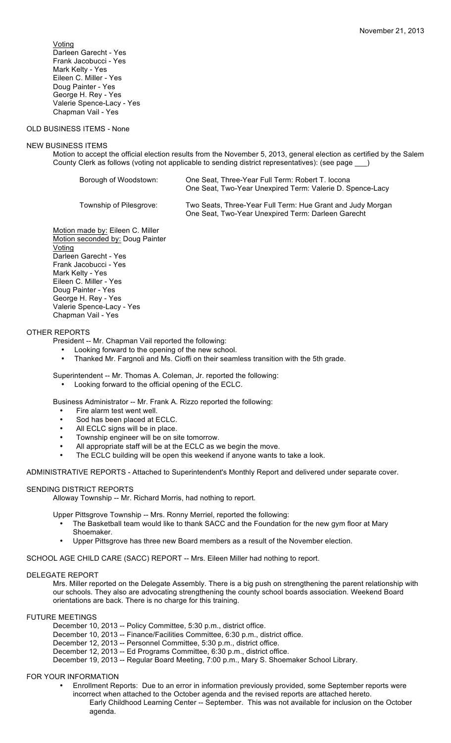November 21, 2013

Voting
Darleen Garecht - Yes
Frank Jacobucci - Yes
Mark Kelty - Yes
Eileen C. Miller - Yes
Doug Painter - Yes
George H. Rey - Yes
Valerie Spence-Lacy - Yes
Chapman Vail - Yes

OLD BUSINESS ITEMS - None

NEW BUSINESS ITEMS

Motion to accept the official election results from the November 5, 2013, general election as certified by the Salem County Clerk as follows (voting not applicable to sending district representatives): (see page ___)

| Borough of Woodstown: | One Seat, Three-Year Full Term: Robert T. Iocona<br>One Seat, Two-Year Unexpired Term: Valerie D. Spence-Lacy |
|---|---|
| Township of Pilesgrove: | Two Seats, Three-Year Full Term: Hue Grant and Judy Morgan<br>One Seat, Two-Year Unexpired Term: Darleen Garecht |

Motion made by: Eileen C. Miller
Motion seconded by: Doug Painter
Voting
Darleen Garecht - Yes
Frank Jacobucci - Yes
Mark Kelty - Yes
Eileen C. Miller - Yes
Doug Painter - Yes
George H. Rey - Yes
Valerie Spence-Lacy - Yes
Chapman Vail - Yes

OTHER REPORTS

President -- Mr. Chapman Vail reported the following:

- Looking forward to the opening of the new school.
- Thanked Mr. Fargnoli and Ms. Cioffi on their seamless transition with the 5th grade.

Superintendent -- Mr. Thomas A. Coleman, Jr. reported the following:

- Looking forward to the official opening of the ECLC.

Business Administrator -- Mr. Frank A. Rizzo reported the following:

- Fire alarm test went well.
- Sod has been placed at ECLC.
- All ECLC signs will be in place.
- Township engineer will be on site tomorrow.
- All appropriate staff will be at the ECLC as we begin the move.
- The ECLC building will be open this weekend if anyone wants to take a look.

ADMINISTRATIVE REPORTS - Attached to Superintendent's Monthly Report and delivered under separate cover.

SENDING DISTRICT REPORTS

Alloway Township -- Mr. Richard Morris, had nothing to report.

Upper Pittsgrove Township -- Mrs. Ronny Merriel, reported the following:

- The Basketball team would like to thank SACC and the Foundation for the new gym floor at Mary Shoemaker.
- Upper Pittsgrove has three new Board members as a result of the November election.

SCHOOL AGE CHILD CARE (SACC) REPORT -- Mrs. Eileen Miller had nothing to report.

DELEGATE REPORT

Mrs. Miller reported on the Delegate Assembly. There is a big push on strengthening the parent relationship with our schools. They also are advocating strengthening the county school boards association. Weekend Board orientations are back. There is no charge for this training.

FUTURE MEETINGS

December 10, 2013 -- Policy Committee, 5:30 p.m., district office.
December 10, 2013 -- Finance/Facilities Committee, 6:30 p.m., district office.
December 12, 2013 -- Personnel Committee, 5:30 p.m., district office.
December 12, 2013 -- Ed Programs Committee, 6:30 p.m., district office.
December 19, 2013 -- Regular Board Meeting, 7:00 p.m., Mary S. Shoemaker School Library.

FOR YOUR INFORMATION

- Enrollment Reports: Due to an error in information previously provided, some September reports were incorrect when attached to the October agenda and the revised reports are attached hereto.
  Early Childhood Learning Center -- September. This was not available for inclusion on the October agenda.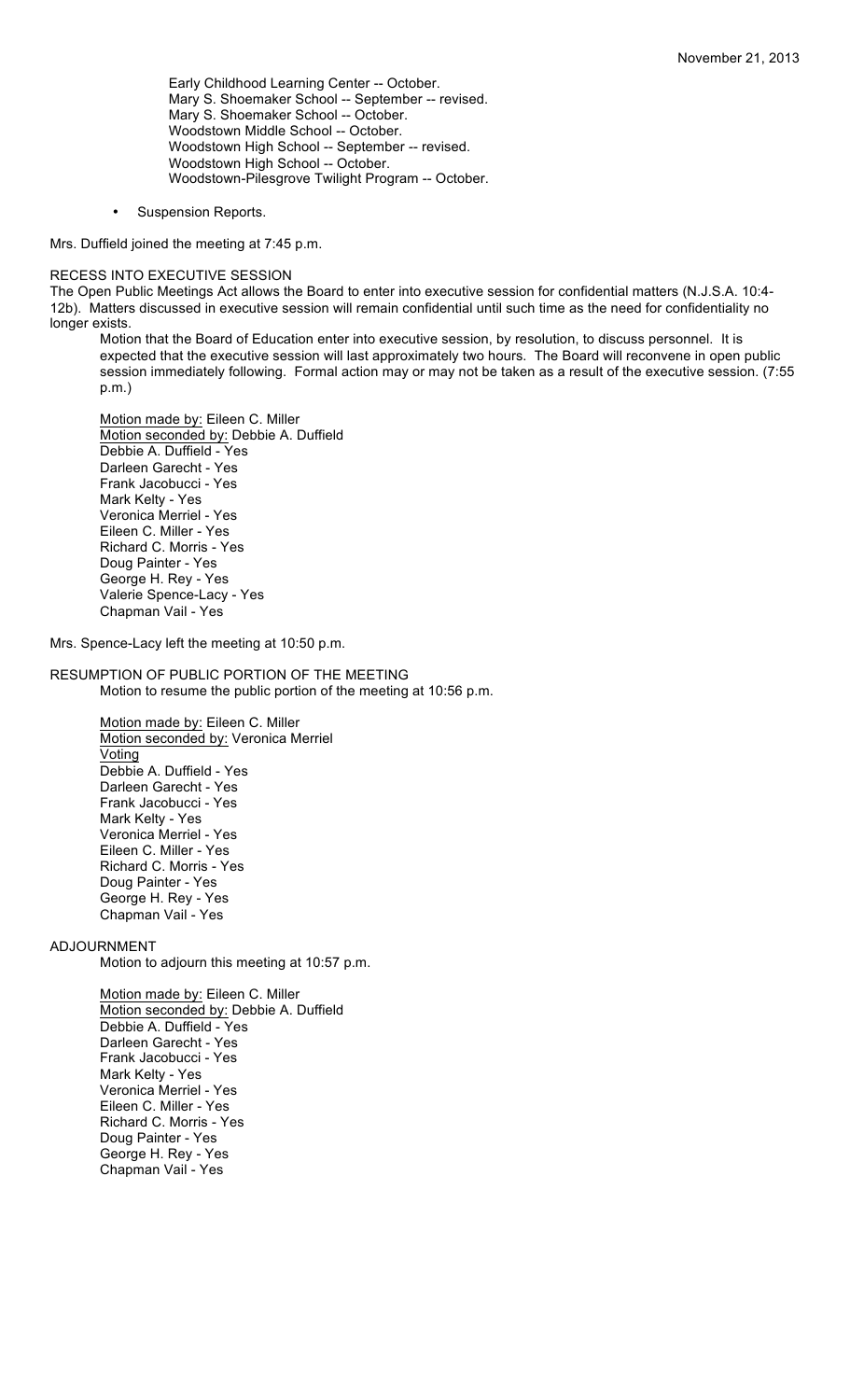Early Childhood Learning Center -- October.
Mary S. Shoemaker School -- September -- revised.
Mary S. Shoemaker School -- October.
Woodstown Middle School -- October.
Woodstown High School -- September -- revised.
Woodstown High School -- October.
Woodstown-Pilesgrove Twilight Program -- October.

- Suspension Reports.

Mrs. Duffield joined the meeting at 7:45 p.m.

RECESS INTO EXECUTIVE SESSION

The Open Public Meetings Act allows the Board to enter into executive session for confidential matters (N.J.S.A. 10:4-12b). Matters discussed in executive session will remain confidential until such time as the need for confidentiality no longer exists.

Motion that the Board of Education enter into executive session, by resolution, to discuss personnel. It is expected that the executive session will last approximately two hours. The Board will reconvene in open public session immediately following. Formal action may or may not be taken as a result of the executive session. (7:55 p.m.)

Motion made by: Eileen C. Miller
Motion seconded by: Debbie A. Duffield
Debbie A. Duffield - Yes
Darleen Garecht - Yes
Frank Jacobucci - Yes
Mark Kelty - Yes
Veronica Merriel - Yes
Eileen C. Miller - Yes
Richard C. Morris - Yes
Doug Painter - Yes
George H. Rey - Yes
Valerie Spence-Lacy - Yes
Chapman Vail - Yes

Mrs. Spence-Lacy left the meeting at 10:50 p.m.

RESUMPTION OF PUBLIC PORTION OF THE MEETING

Motion to resume the public portion of the meeting at 10:56 p.m.

Motion made by: Eileen C. Miller
Motion seconded by: Veronica Merriel
Voting
Debbie A. Duffield - Yes
Darleen Garecht - Yes
Frank Jacobucci - Yes
Mark Kelty - Yes
Veronica Merriel - Yes
Eileen C. Miller - Yes
Richard C. Morris - Yes
Doug Painter - Yes
George H. Rey - Yes
Chapman Vail - Yes

ADJOURNMENT

Motion to adjourn this meeting at 10:57 p.m.

Motion made by: Eileen C. Miller
Motion seconded by: Debbie A. Duffield
Debbie A. Duffield - Yes
Darleen Garecht - Yes
Frank Jacobucci - Yes
Mark Kelty - Yes
Veronica Merriel - Yes
Eileen C. Miller - Yes
Richard C. Morris - Yes
Doug Painter - Yes
George H. Rey - Yes
Chapman Vail - Yes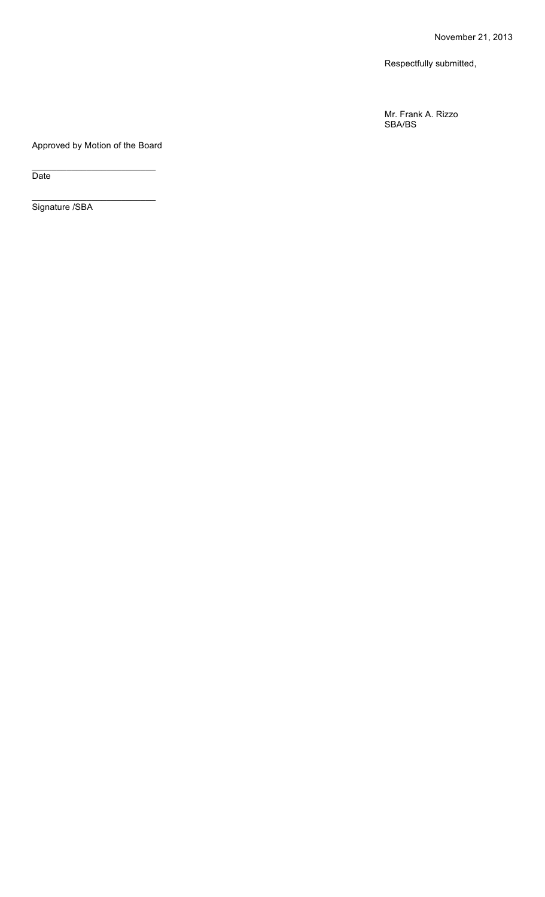November 21, 2013

Respectfully submitted,

Mr. Frank A. Rizzo
SBA/BS

Approved by Motion of the Board

\_\_\_\_\_\_\_\_\_\_\_\_\_\_\_\_\_\_\_\_\_\_\_\_\_\_
Date

\_\_\_\_\_\_\_\_\_\_\_\_\_\_\_\_\_\_\_\_\_\_\_\_\_\_
Signature /SBA